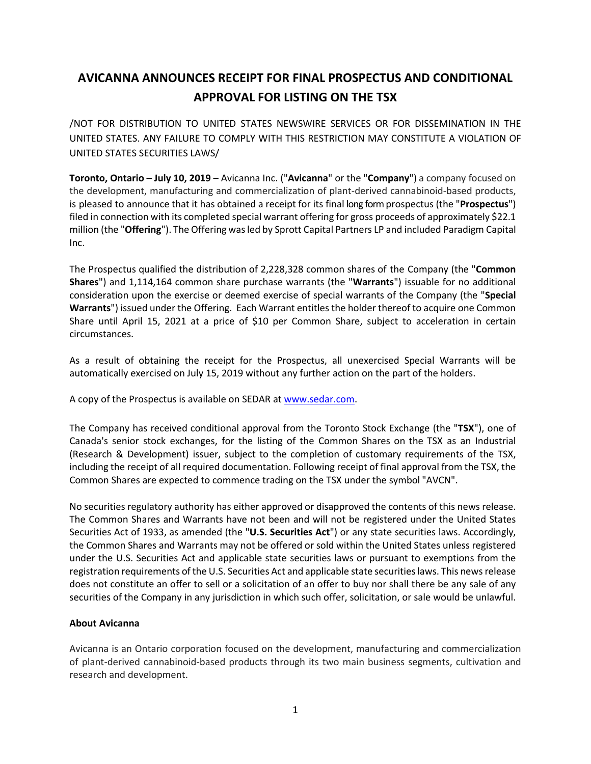# AVICANNA ANNOUNCES RECEIPT FOR FINAL PROSPECTUS AND CONDITIONAL APPROVAL FOR LISTING ON THE TSX

/NOT FOR DISTRIBUTION TO UNITED STATES NEWSWIRE SERVICES OR FOR DISSEMINATION IN THE UNITED STATES. ANY FAILURE TO COMPLY WITH THIS RESTRICTION MAY CONSTITUTE A VIOLATION OF UNITED STATES SECURITIES LAWS/

**Toronto, Ontario – July 10, 2019** – Avicanna Inc. ("**Avicanna**" or the "**Company**") a company focused on the development, manufacturing and commercialization of plant-derived cannabinoid-based products, is pleased to announce that it has obtained a receipt for its final long form prospectus (the "**Prospectus**") filed in connection with its completed special warrant offering for gross proceeds of approximately $22.1 million (the "**Offering**"). The Offering was led by Sprott Capital Partners LP and included Paradigm Capital Inc.

The Prospectus qualified the distribution of 2,228,328 common shares of the Company (the "**Common Shares**") and 1,114,164 common share purchase warrants (the "**Warrants**") issuable for no additional consideration upon the exercise or deemed exercise of special warrants of the Company (the "**Special Warrants**") issued under the Offering. Each Warrant entitles the holder thereof to acquire one Common Share until April 15, 2021 at a price of $10 per Common Share, subject to acceleration in certain circumstances.

As a result of obtaining the receipt for the Prospectus, all unexercised Special Warrants will be automatically exercised on July 15, 2019 without any further action on the part of the holders.

A copy of the Prospectus is available on SEDAR at www.sedar.com.

The Company has received conditional approval from the Toronto Stock Exchange (the "**TSX**"), one of Canada's senior stock exchanges, for the listing of the Common Shares on the TSX as an Industrial (Research & Development) issuer, subject to the completion of customary requirements of the TSX, including the receipt of all required documentation. Following receipt of final approval from the TSX, the Common Shares are expected to commence trading on the TSX under the symbol "AVCN".

No securities regulatory authority has either approved or disapproved the contents of this news release. The Common Shares and Warrants have not been and will not be registered under the United States Securities Act of 1933, as amended (the "**U.S. Securities Act**") or any state securities laws. Accordingly, the Common Shares and Warrants may not be offered or sold within the United States unless registered under the U.S. Securities Act and applicable state securities laws or pursuant to exemptions from the registration requirements of the U.S. Securities Act and applicable state securities laws. This news release does not constitute an offer to sell or a solicitation of an offer to buy nor shall there be any sale of any securities of the Company in any jurisdiction in which such offer, solicitation, or sale would be unlawful.

**About Avicanna**

Avicanna is an Ontario corporation focused on the development, manufacturing and commercialization of plant-derived cannabinoid-based products through its two main business segments, cultivation and research and development.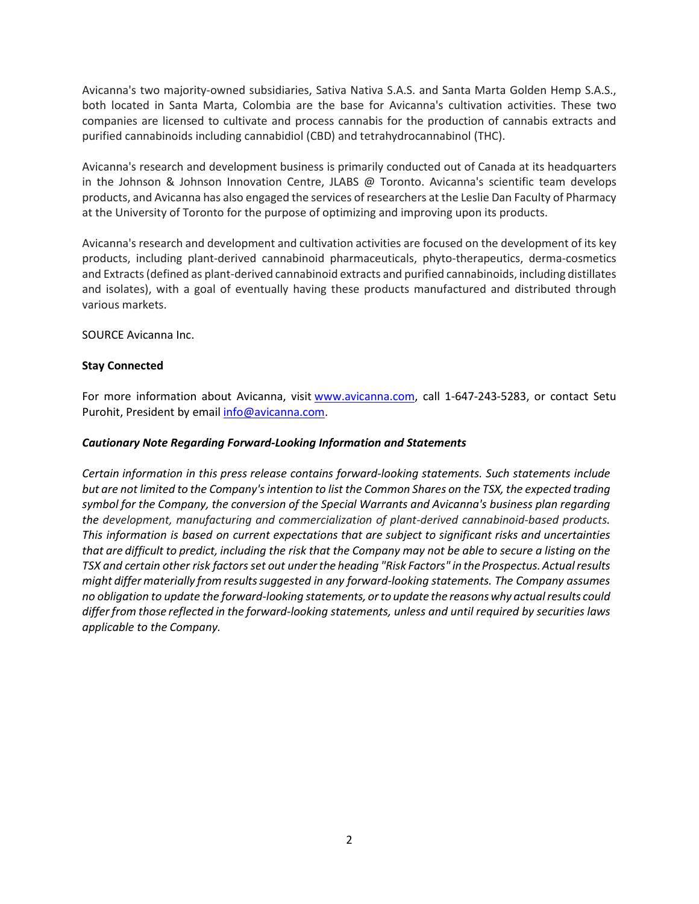Avicanna's two majority-owned subsidiaries, Sativa Nativa S.A.S. and Santa Marta Golden Hemp S.A.S., both located in Santa Marta, Colombia are the base for Avicanna's cultivation activities. These two companies are licensed to cultivate and process cannabis for the production of cannabis extracts and purified cannabinoids including cannabidiol (CBD) and tetrahydrocannabinol (THC).

Avicanna's research and development business is primarily conducted out of Canada at its headquarters in the Johnson & Johnson Innovation Centre, JLABS @ Toronto. Avicanna's scientific team develops products, and Avicanna has also engaged the services of researchers at the Leslie Dan Faculty of Pharmacy at the University of Toronto for the purpose of optimizing and improving upon its products.

Avicanna's research and development and cultivation activities are focused on the development of its key products, including plant-derived cannabinoid pharmaceuticals, phyto-therapeutics, derma-cosmetics and Extracts (defined as plant-derived cannabinoid extracts and purified cannabinoids, including distillates and isolates), with a goal of eventually having these products manufactured and distributed through various markets.

SOURCE Avicanna Inc.

**Stay Connected**

For more information about Avicanna, visit [www.avicanna.com](http://www.avicanna.com), call 1-647-243-5283, or contact Setu Purohit, President by email [info@avicanna.com](mailto:info@avicanna.com).

***Cautionary Note Regarding Forward-Looking Information and Statements***

*Certain information in this press release contains forward-looking statements. Such statements include but are not limited to the Company's intention to list the Common Shares on the TSX, the expected trading symbol for the Company, the conversion of the Special Warrants and Avicanna's business plan regarding the development, manufacturing and commercialization of plant-derived cannabinoid-based products. This information is based on current expectations that are subject to significant risks and uncertainties that are difficult to predict, including the risk that the Company may not be able to secure a listing on the TSX and certain other risk factors set out under the heading "Risk Factors" in the Prospectus. Actual results might differ materially from results suggested in any forward-looking statements. The Company assumes no obligation to update the forward-looking statements, or to update the reasons why actual results could differ from those reflected in the forward-looking statements, unless and until required by securities laws applicable to the Company.*